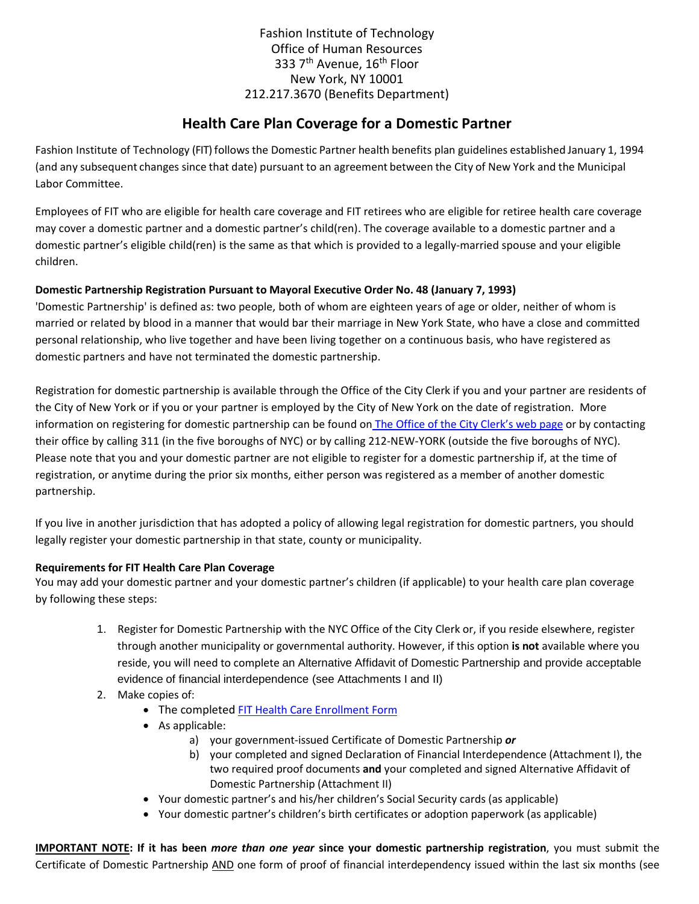Fashion Institute of Technology
Office of Human Resources
333 7th Avenue, 16th Floor
New York, NY 10001
212.217.3670 (Benefits Department)

# Health Care Plan Coverage for a Domestic Partner

Fashion Institute of Technology (FIT) follows the Domestic Partner health benefits plan guidelines established January 1, 1994 (and any subsequent changes since that date) pursuant to an agreement between the City of New York and the Municipal Labor Committee.

Employees of FIT who are eligible for health care coverage and FIT retirees who are eligible for retiree health care coverage may cover a domestic partner and a domestic partner's child(ren). The coverage available to a domestic partner and a domestic partner's eligible child(ren) is the same as that which is provided to a legally-married spouse and your eligible children.

**Domestic Partnership Registration Pursuant to Mayoral Executive Order No. 48 (January 7, 1993)**

'Domestic Partnership' is defined as: two people, both of whom are eighteen years of age or older, neither of whom is married or related by blood in a manner that would bar their marriage in New York State, who have a close and committed personal relationship, who live together and have been living together on a continuous basis, who have registered as domestic partners and have not terminated the domestic partnership.

Registration for domestic partnership is available through the Office of the City Clerk if you and your partner are residents of the City of New York or if you or your partner is employed by the City of New York on the date of registration. More information on registering for domestic partnership can be found on The Office of the City Clerk's web page or by contacting their office by calling 311 (in the five boroughs of NYC) or by calling 212-NEW-YORK (outside the five boroughs of NYC). Please note that you and your domestic partner are not eligible to register for a domestic partnership if, at the time of registration, or anytime during the prior six months, either person was registered as a member of another domestic partnership.

If you live in another jurisdiction that has adopted a policy of allowing legal registration for domestic partners, you should legally register your domestic partnership in that state, county or municipality.

**Requirements for FIT Health Care Plan Coverage**

You may add your domestic partner and your domestic partner's children (if applicable) to your health care plan coverage by following these steps:

1. Register for Domestic Partnership with the NYC Office of the City Clerk or, if you reside elsewhere, register through another municipality or governmental authority. However, if this option **is not** available where you reside, you will need to complete an Alternative Affidavit of Domestic Partnership and provide acceptable evidence of financial interdependence (see Attachments I and II)
2. Make copies of:
   - The completed FIT Health Care Enrollment Form
   - As applicable:
     a) your government-issued Certificate of Domestic Partnership ***or***
     b) your completed and signed Declaration of Financial Interdependence (Attachment I), the two required proof documents **and** your completed and signed Alternative Affidavit of Domestic Partnership (Attachment II)
   - Your domestic partner's and his/her children's Social Security cards (as applicable)
   - Your domestic partner's children's birth certificates or adoption paperwork (as applicable)

**IMPORTANT NOTE: If it has been *more than one year* since your domestic partnership registration**, you must submit the Certificate of Domestic Partnership AND one form of proof of financial interdependency issued within the last six months (see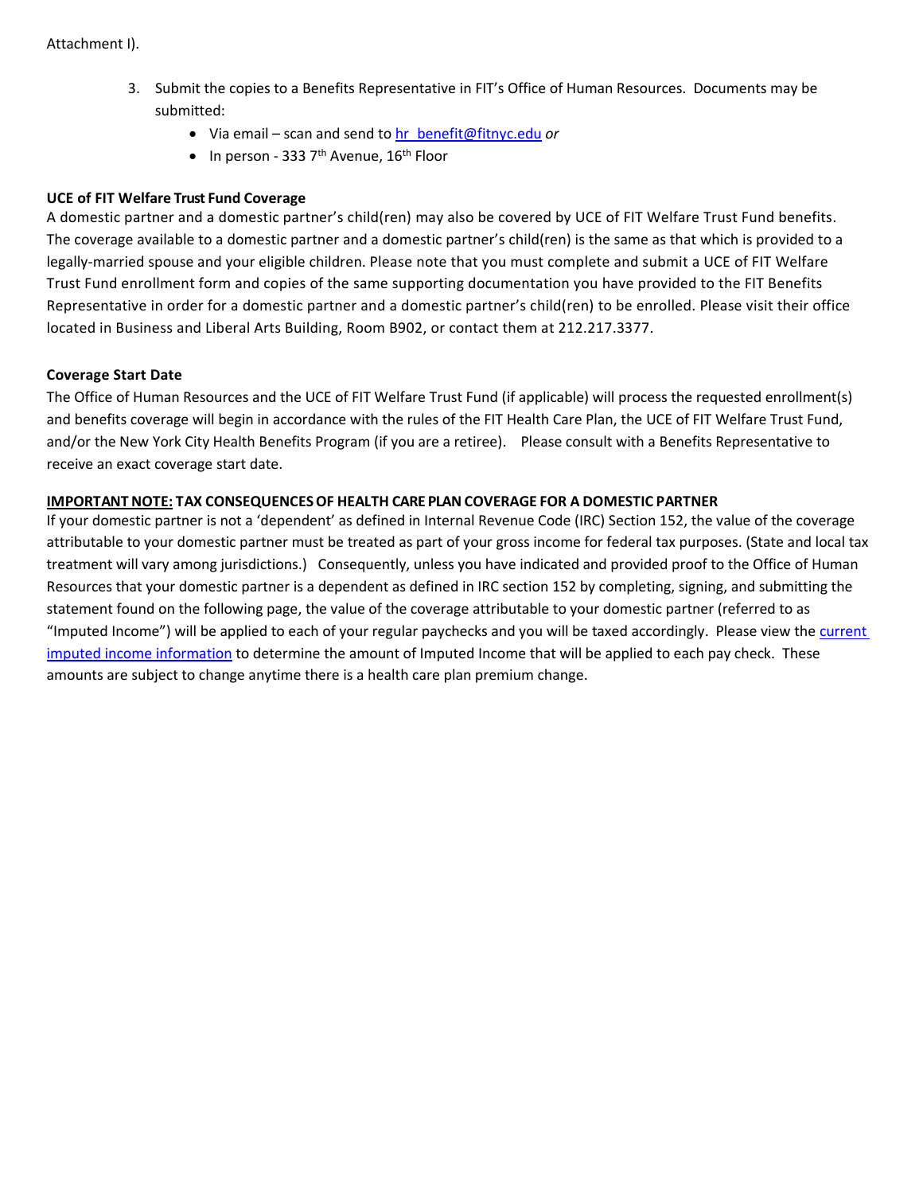Attachment I).

3. Submit the copies to a Benefits Representative in FIT's Office of Human Resources. Documents may be submitted:
   - Via email – scan and send to hr_benefit@fitnyc.edu *or*
   - In person - 333 7th Avenue, 16th Floor

**UCE of FIT Welfare Trust Fund Coverage**

A domestic partner and a domestic partner's child(ren) may also be covered by UCE of FIT Welfare Trust Fund benefits. The coverage available to a domestic partner and a domestic partner's child(ren) is the same as that which is provided to a legally-married spouse and your eligible children. Please note that you must complete and submit a UCE of FIT Welfare Trust Fund enrollment form and copies of the same supporting documentation you have provided to the FIT Benefits Representative in order for a domestic partner and a domestic partner's child(ren) to be enrolled. Please visit their office located in Business and Liberal Arts Building, Room B902, or contact them at 212.217.3377.

**Coverage Start Date**

The Office of Human Resources and the UCE of FIT Welfare Trust Fund (if applicable) will process the requested enrollment(s) and benefits coverage will begin in accordance with the rules of the FIT Health Care Plan, the UCE of FIT Welfare Trust Fund, and/or the New York City Health Benefits Program (if you are a retiree). Please consult with a Benefits Representative to receive an exact coverage start date.

**IMPORTANT NOTE: TAX CONSEQUENCES OF HEALTH CARE PLAN COVERAGE FOR A DOMESTIC PARTNER**

If your domestic partner is not a 'dependent' as defined in Internal Revenue Code (IRC) Section 152, the value of the coverage attributable to your domestic partner must be treated as part of your gross income for federal tax purposes. (State and local tax treatment will vary among jurisdictions.) Consequently, unless you have indicated and provided proof to the Office of Human Resources that your domestic partner is a dependent as defined in IRC section 152 by completing, signing, and submitting the statement found on the following page, the value of the coverage attributable to your domestic partner (referred to as "Imputed Income") will be applied to each of your regular paychecks and you will be taxed accordingly. Please view the current imputed income information to determine the amount of Imputed Income that will be applied to each pay check. These amounts are subject to change anytime there is a health care plan premium change.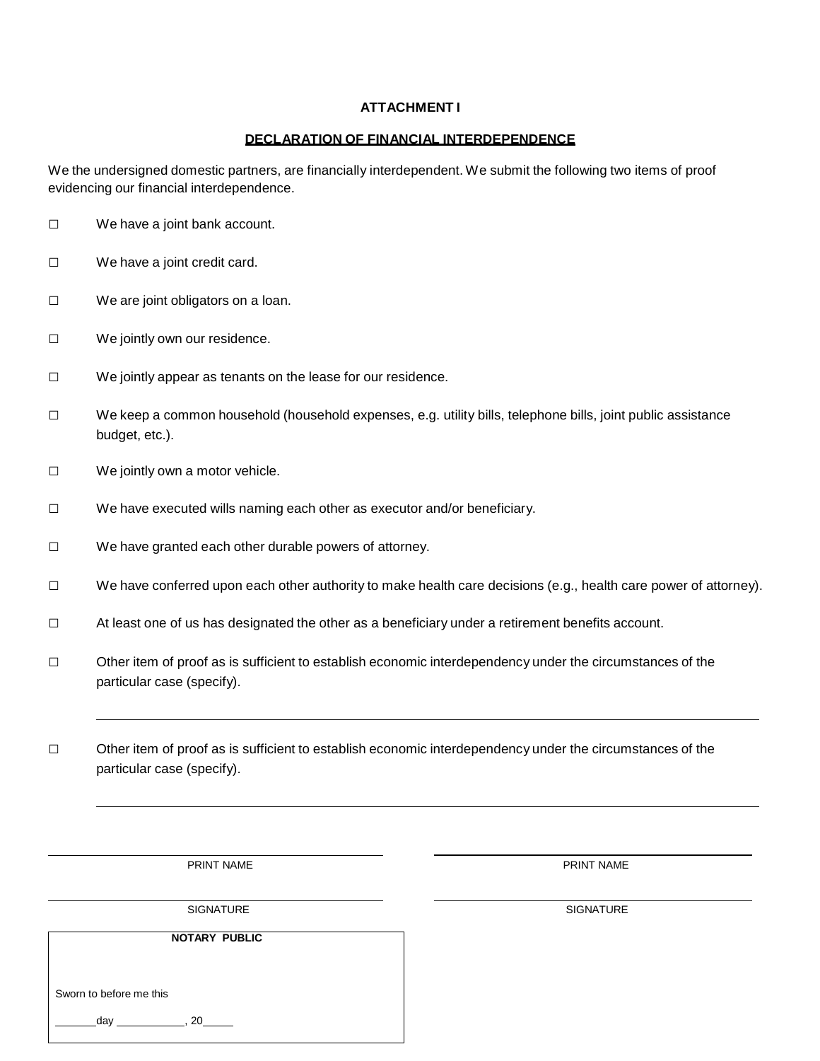**ATTACHMENT I**

**DECLARATION OF FINANCIAL INTERDEPENDENCE**

We the undersigned domestic partners, are financially interdependent. We submit the following two items of proof evidencing our financial interdependence.

☐ We have a joint bank account.

☐ We have a joint credit card.

☐ We are joint obligators on a loan.

☐ We jointly own our residence.

☐ We jointly appear as tenants on the lease for our residence.

☐ We keep a common household (household expenses, e.g. utility bills, telephone bills, joint public assistance budget, etc.).

☐ We jointly own a motor vehicle.

☐ We have executed wills naming each other as executor and/or beneficiary.

☐ We have granted each other durable powers of attorney.

☐ We have conferred upon each other authority to make health care decisions (e.g., health care power of attorney).

☐ At least one of us has designated the other as a beneficiary under a retirement benefits account.

☐ Other item of proof as is sufficient to establish economic interdependency under the circumstances of the particular case (specify).

_______________________________________________

☐ Other item of proof as is sufficient to establish economic interdependency under the circumstances of the particular case (specify).

_______________________________________________

_______________________ PRINT NAME

_______________________ SIGNATURE

_______________________ PRINT NAME

_______________________ SIGNATURE

**NOTARY PUBLIC**

Sworn to before me this

_______day ___________, 20_____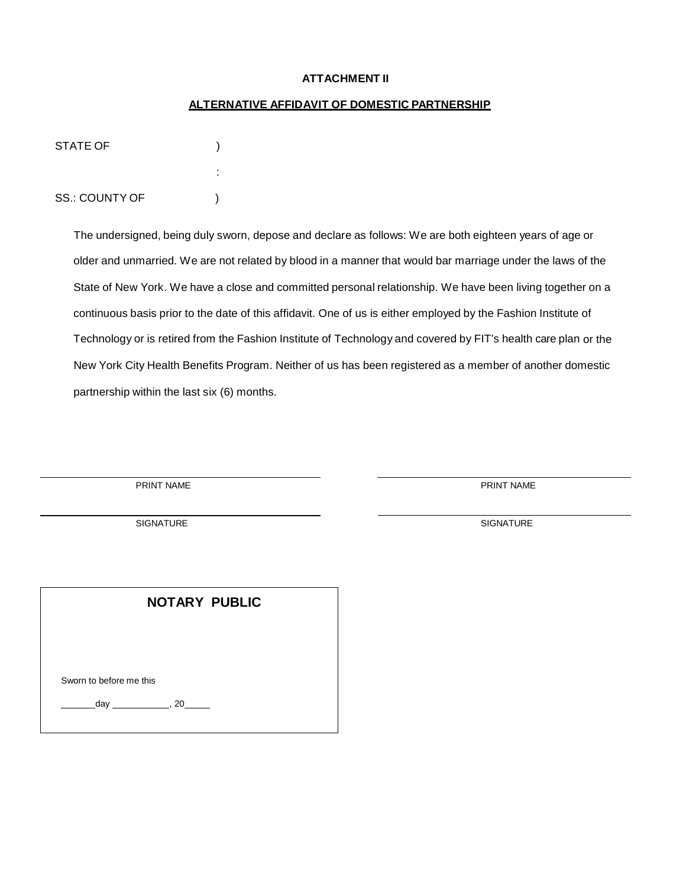**ATTACHMENT II**

**ALTERNATIVE AFFIDAVIT OF DOMESTIC PARTNERSHIP**

STATE OF )

:

SS.: COUNTY OF )

The undersigned, being duly sworn, depose and declare as follows: We are both eighteen years of age or older and unmarried. We are not related by blood in a manner that would bar marriage under the laws of the State of New York. We have a close and committed personal relationship. We have been living together on a continuous basis prior to the date of this affidavit. One of us is either employed by the Fashion Institute of Technology or is retired from the Fashion Institute of Technology and covered by FIT's health care plan or the New York City Health Benefits Program. Neither of us has been registered as a member of another domestic partnership within the last six (6) months.

_______________________________
PRINT NAME

_______________________________
SIGNATURE

_______________________________
PRINT NAME

_______________________________
SIGNATURE

**NOTARY PUBLIC**

Sworn to before me this

_______day ___________, 20_____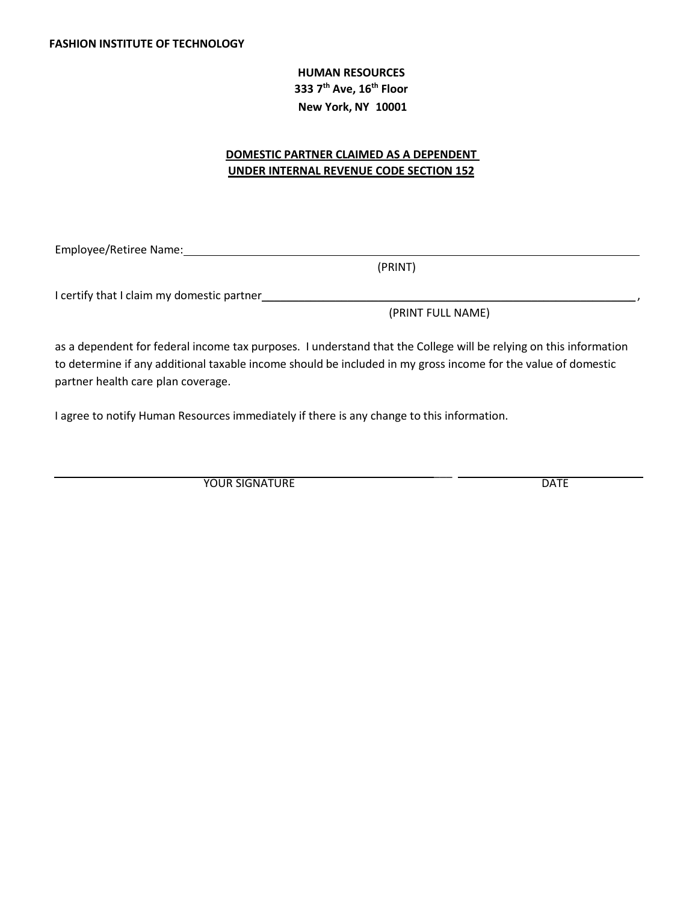**FASHION INSTITUTE OF TECHNOLOGY**

**HUMAN RESOURCES**
**333 7th Ave, 16th Floor**
**New York, NY 10001**

**DOMESTIC PARTNER CLAIMED AS A DEPENDENT UNDER INTERNAL REVENUE CODE SECTION 152**

Employee/Retiree Name: ______________________________________________
(PRINT)

I certify that I claim my domestic partner ______________________________________________,
(PRINT FULL NAME)

as a dependent for federal income tax purposes. I understand that the College will be relying on this information to determine if any additional taxable income should be included in my gross income for the value of domestic partner health care plan coverage.

I agree to notify Human Resources immediately if there is any change to this information.

______________________________________________ ____________________
YOUR SIGNATURE DATE